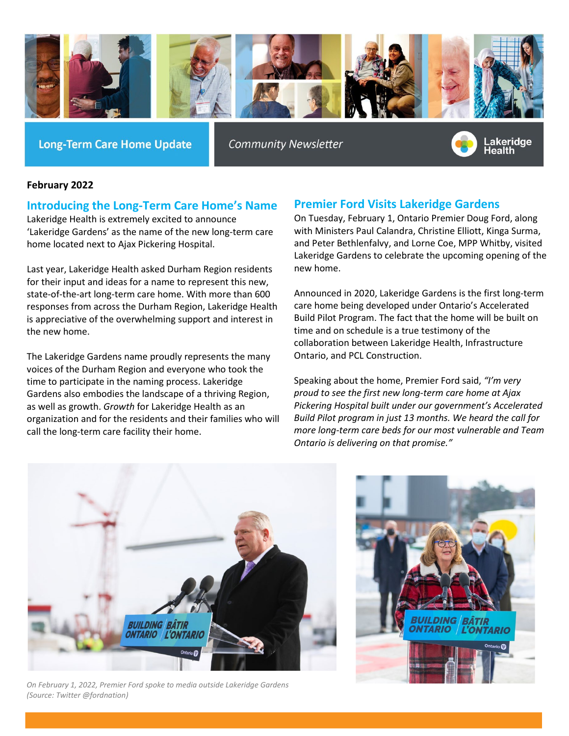**Long-Term Care Home Update**

*Community Newsletter*

Lakeridge Health

**February 2022**

## Introducing the Long-Term Care Home's Name

Lakeridge Health is extremely excited to announce 'Lakeridge Gardens' as the name of the new long-term care home located next to Ajax Pickering Hospital.

Last year, Lakeridge Health asked Durham Region residents for their input and ideas for a name to represent this new, state-of-the-art long-term care home. With more than 600 responses from across the Durham Region, Lakeridge Health is appreciative of the overwhelming support and interest in the new home.

The Lakeridge Gardens name proudly represents the many voices of the Durham Region and everyone who took the time to participate in the naming process. Lakeridge Gardens also embodies the landscape of a thriving Region, as well as growth. *Growth* for Lakeridge Health as an organization and for the residents and their families who will call the long-term care facility their home.

## Premier Ford Visits Lakeridge Gardens

On Tuesday, February 1, Ontario Premier Doug Ford, along with Ministers Paul Calandra, Christine Elliott, Kinga Surma, and Peter Bethlenfalvy, and Lorne Coe, MPP Whitby, visited Lakeridge Gardens to celebrate the upcoming opening of the new home.

Announced in 2020, Lakeridge Gardens is the first long-term care home being developed under Ontario's Accelerated Build Pilot Program. The fact that the home will be built on time and on schedule is a true testimony of the collaboration between Lakeridge Health, Infrastructure Ontario, and PCL Construction.

Speaking about the home, Premier Ford said, *"I'm very proud to see the first new long-term care home at Ajax Pickering Hospital built under our government's Accelerated Build Pilot program in just 13 months. We heard the call for more long-term care beds for our most vulnerable and Team Ontario is delivering on that promise."*

*On February 1, 2022, Premier Ford spoke to media outside Lakeridge Gardens (Source: Twitter @fordnation)*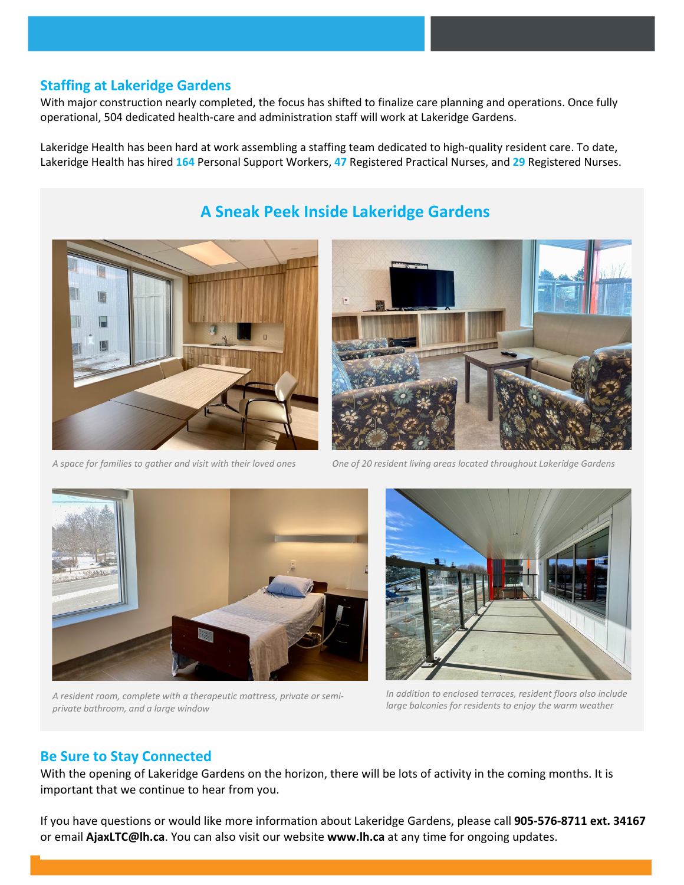## Staffing at Lakeridge Gardens

With major construction nearly completed, the focus has shifted to finalize care planning and operations. Once fully operational, 504 dedicated health-care and administration staff will work at Lakeridge Gardens.

Lakeridge Health has been hard at work assembling a staffing team dedicated to high-quality resident care. To date, Lakeridge Health has hired **164** Personal Support Workers, **47** Registered Practical Nurses, and **29** Registered Nurses.

## A Sneak Peek Inside Lakeridge Gardens

*A space for families to gather and visit with their loved ones*

*One of 20 resident living areas located throughout Lakeridge Gardens*

*A resident room, complete with a therapeutic mattress, private or semi-private bathroom, and a large window*

*In addition to enclosed terraces, resident floors also include large balconies for residents to enjoy the warm weather*

## Be Sure to Stay Connected

With the opening of Lakeridge Gardens on the horizon, there will be lots of activity in the coming months. It is important that we continue to hear from you.

If you have questions or would like more information about Lakeridge Gardens, please call **905-576-8711 ext. 34167** or email **AjaxLTC@lh.ca**. You can also visit our website **www.lh.ca** at any time for ongoing updates.